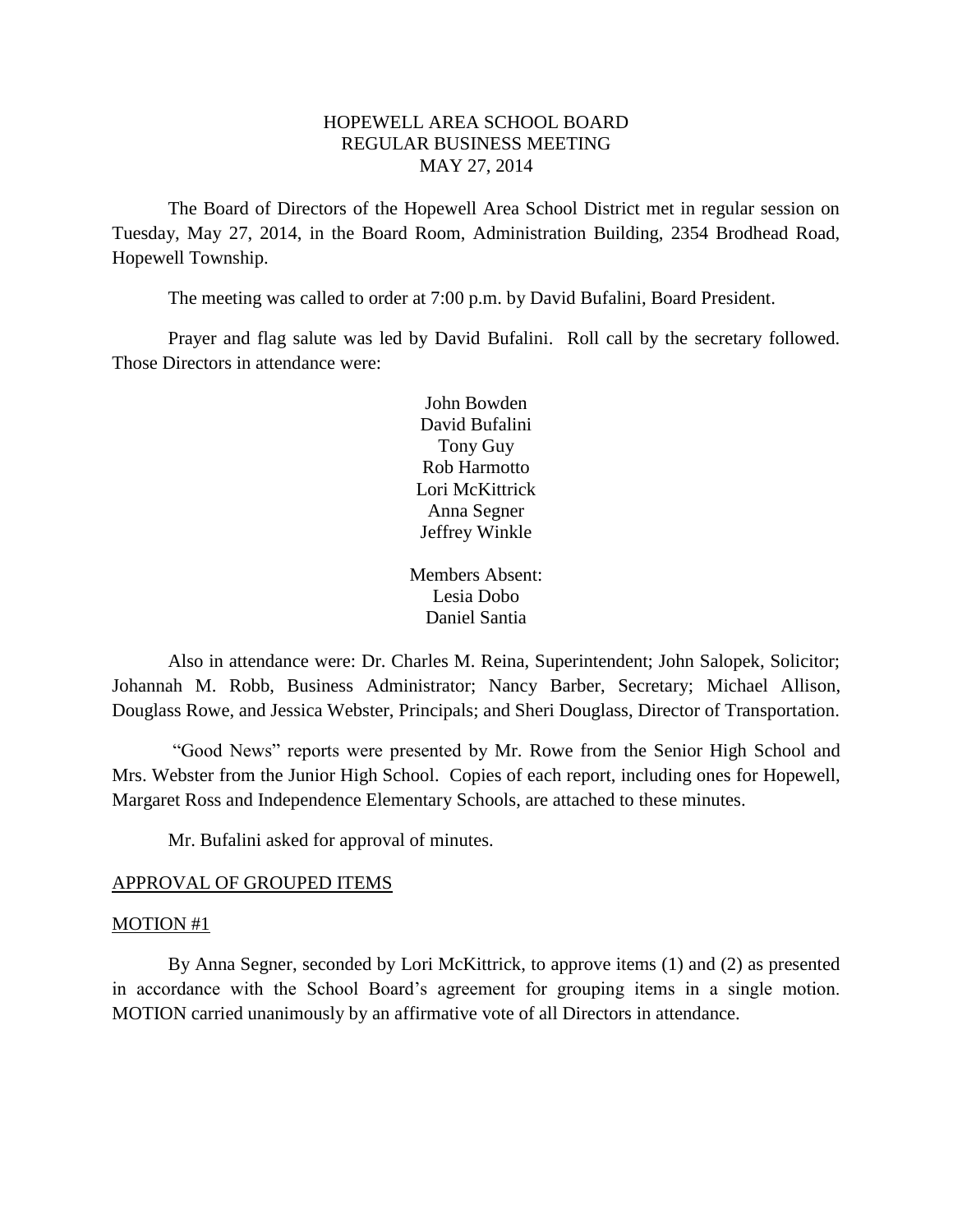# HOPEWELL AREA SCHOOL BOARD
## REGULAR BUSINESS MEETING
## MAY 27, 2014

The Board of Directors of the Hopewell Area School District met in regular session on Tuesday, May 27, 2014, in the Board Room, Administration Building, 2354 Brodhead Road, Hopewell Township.

The meeting was called to order at 7:00 p.m. by David Bufalini, Board President.

Prayer and flag salute was led by David Bufalini. Roll call by the secretary followed. Those Directors in attendance were:

John Bowden
David Bufalini
Tony Guy
Rob Harmotto
Lori McKittrick
Anna Segner
Jeffrey Winkle

Members Absent:
Lesia Dobo
Daniel Santia

Also in attendance were: Dr. Charles M. Reina, Superintendent; John Salopek, Solicitor; Johannah M. Robb, Business Administrator; Nancy Barber, Secretary; Michael Allison, Douglass Rowe, and Jessica Webster, Principals; and Sheri Douglass, Director of Transportation.

"Good News" reports were presented by Mr. Rowe from the Senior High School and Mrs. Webster from the Junior High School. Copies of each report, including ones for Hopewell, Margaret Ross and Independence Elementary Schools, are attached to these minutes.

Mr. Bufalini asked for approval of minutes.

APPROVAL OF GROUPED ITEMS

MOTION #1

By Anna Segner, seconded by Lori McKittrick, to approve items (1) and (2) as presented in accordance with the School Board's agreement for grouping items in a single motion. MOTION carried unanimously by an affirmative vote of all Directors in attendance.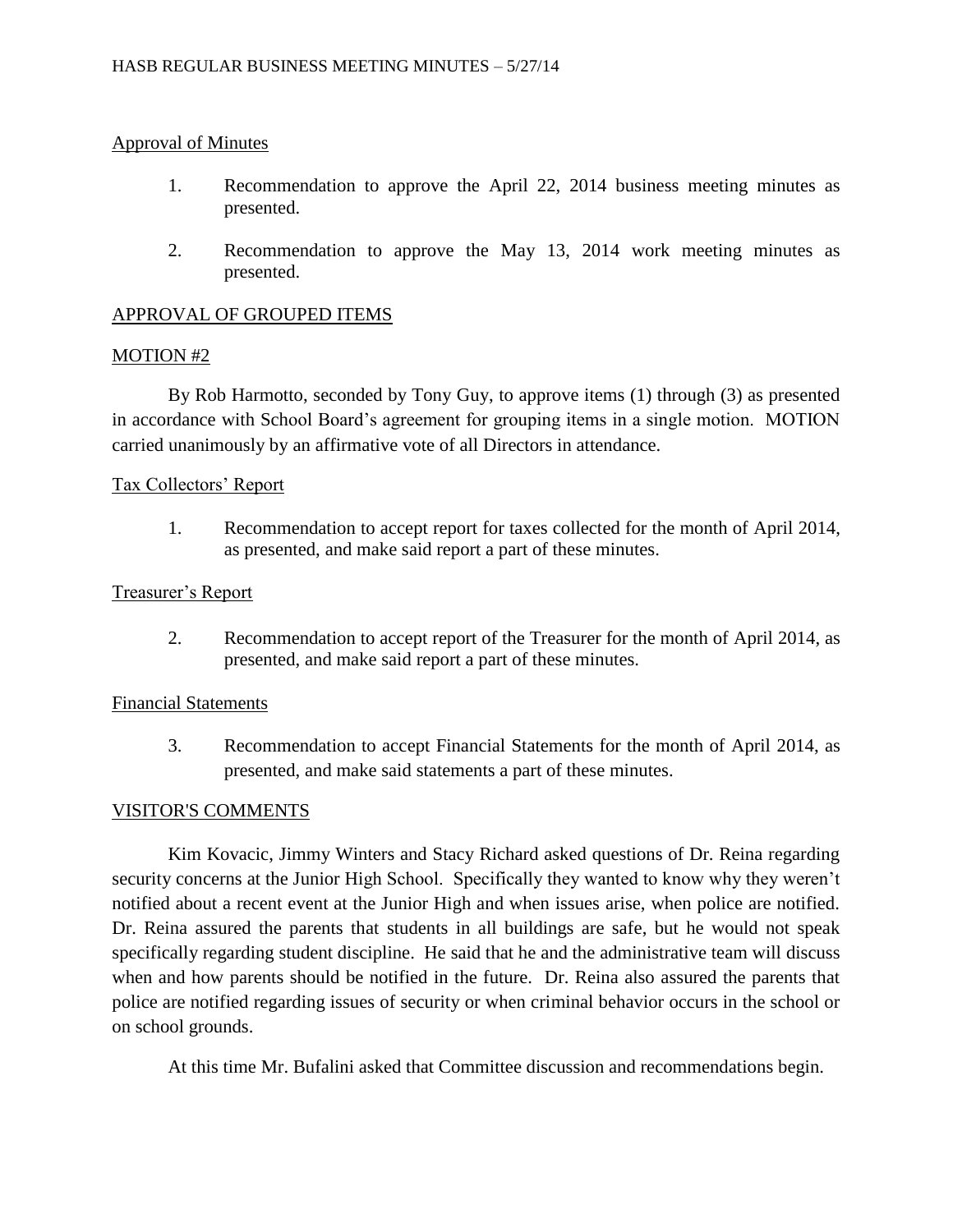Approval of Minutes

1. Recommendation to approve the April 22, 2014 business meeting minutes as presented.

2. Recommendation to approve the May 13, 2014 work meeting minutes as presented.

## APPROVAL OF GROUPED ITEMS

MOTION #2

By Rob Harmotto, seconded by Tony Guy, to approve items (1) through (3) as presented in accordance with School Board's agreement for grouping items in a single motion. MOTION carried unanimously by an affirmative vote of all Directors in attendance.

Tax Collectors' Report

1. Recommendation to accept report for taxes collected for the month of April 2014, as presented, and make said report a part of these minutes.

Treasurer's Report

2. Recommendation to accept report of the Treasurer for the month of April 2014, as presented, and make said report a part of these minutes.

Financial Statements

3. Recommendation to accept Financial Statements for the month of April 2014, as presented, and make said statements a part of these minutes.

## VISITOR'S COMMENTS

Kim Kovacic, Jimmy Winters and Stacy Richard asked questions of Dr. Reina regarding security concerns at the Junior High School. Specifically they wanted to know why they weren't notified about a recent event at the Junior High and when issues arise, when police are notified. Dr. Reina assured the parents that students in all buildings are safe, but he would not speak specifically regarding student discipline. He said that he and the administrative team will discuss when and how parents should be notified in the future. Dr. Reina also assured the parents that police are notified regarding issues of security or when criminal behavior occurs in the school or on school grounds.

At this time Mr. Bufalini asked that Committee discussion and recommendations begin.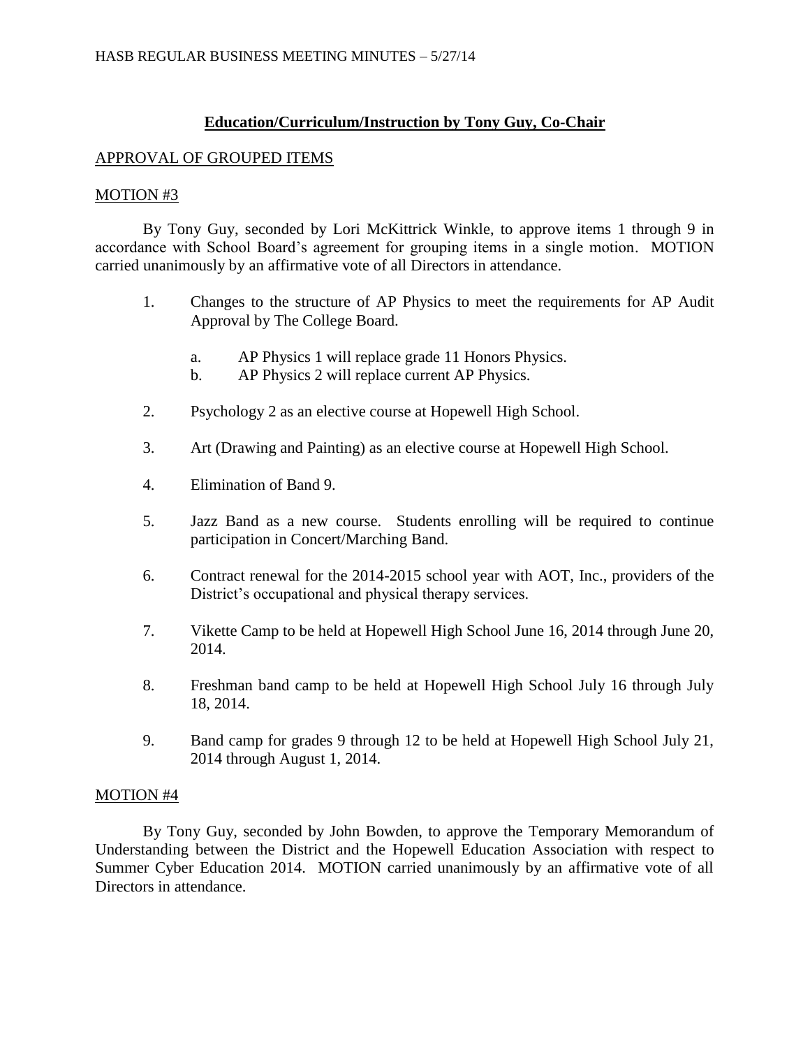## Education/Curriculum/Instruction by Tony Guy, Co-Chair

APPROVAL OF GROUPED ITEMS

MOTION #3

By Tony Guy, seconded by Lori McKittrick Winkle, to approve items 1 through 9 in accordance with School Board's agreement for grouping items in a single motion. MOTION carried unanimously by an affirmative vote of all Directors in attendance.

1. Changes to the structure of AP Physics to meet the requirements for AP Audit Approval by The College Board.
   a. AP Physics 1 will replace grade 11 Honors Physics.
   b. AP Physics 2 will replace current AP Physics.
2. Psychology 2 as an elective course at Hopewell High School.
3. Art (Drawing and Painting) as an elective course at Hopewell High School.
4. Elimination of Band 9.
5. Jazz Band as a new course. Students enrolling will be required to continue participation in Concert/Marching Band.
6. Contract renewal for the 2014-2015 school year with AOT, Inc., providers of the District's occupational and physical therapy services.
7. Vikette Camp to be held at Hopewell High School June 16, 2014 through June 20, 2014.
8. Freshman band camp to be held at Hopewell High School July 16 through July 18, 2014.
9. Band camp for grades 9 through 12 to be held at Hopewell High School July 21, 2014 through August 1, 2014.

MOTION #4

By Tony Guy, seconded by John Bowden, to approve the Temporary Memorandum of Understanding between the District and the Hopewell Education Association with respect to Summer Cyber Education 2014. MOTION carried unanimously by an affirmative vote of all Directors in attendance.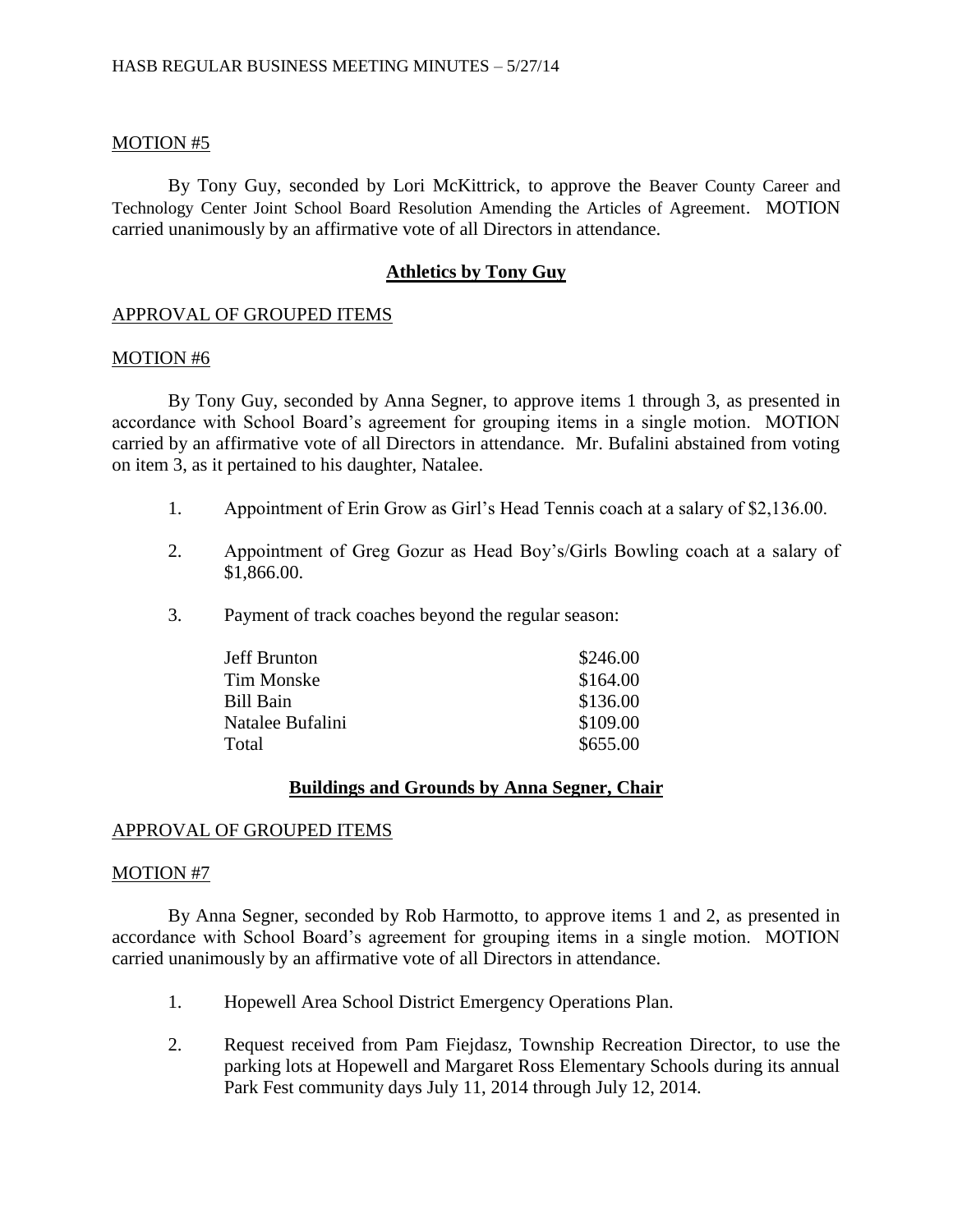MOTION #5

By Tony Guy, seconded by Lori McKittrick, to approve the Beaver County Career and Technology Center Joint School Board Resolution Amending the Articles of Agreement. MOTION carried unanimously by an affirmative vote of all Directors in attendance.

## Athletics by Tony Guy

APPROVAL OF GROUPED ITEMS

MOTION #6

By Tony Guy, seconded by Anna Segner, to approve items 1 through 3, as presented in accordance with School Board's agreement for grouping items in a single motion. MOTION carried by an affirmative vote of all Directors in attendance. Mr. Bufalini abstained from voting on item 3, as it pertained to his daughter, Natalee.

1. Appointment of Erin Grow as Girl's Head Tennis coach at a salary of $2,136.00.

2. Appointment of Greg Gozur as Head Boy's/Girls Bowling coach at a salary of $1,866.00.

3. Payment of track coaches beyond the regular season:

| | |
|---|---|
| Jeff Brunton | $246.00 |
| Tim Monske | $164.00 |
| Bill Bain | $136.00 |
| Natalee Bufalini | $109.00 |
| Total | $655.00 |

## Buildings and Grounds by Anna Segner, Chair

APPROVAL OF GROUPED ITEMS

MOTION #7

By Anna Segner, seconded by Rob Harmotto, to approve items 1 and 2, as presented in accordance with School Board's agreement for grouping items in a single motion. MOTION carried unanimously by an affirmative vote of all Directors in attendance.

1. Hopewell Area School District Emergency Operations Plan.

2. Request received from Pam Fiejdasz, Township Recreation Director, to use the parking lots at Hopewell and Margaret Ross Elementary Schools during its annual Park Fest community days July 11, 2014 through July 12, 2014.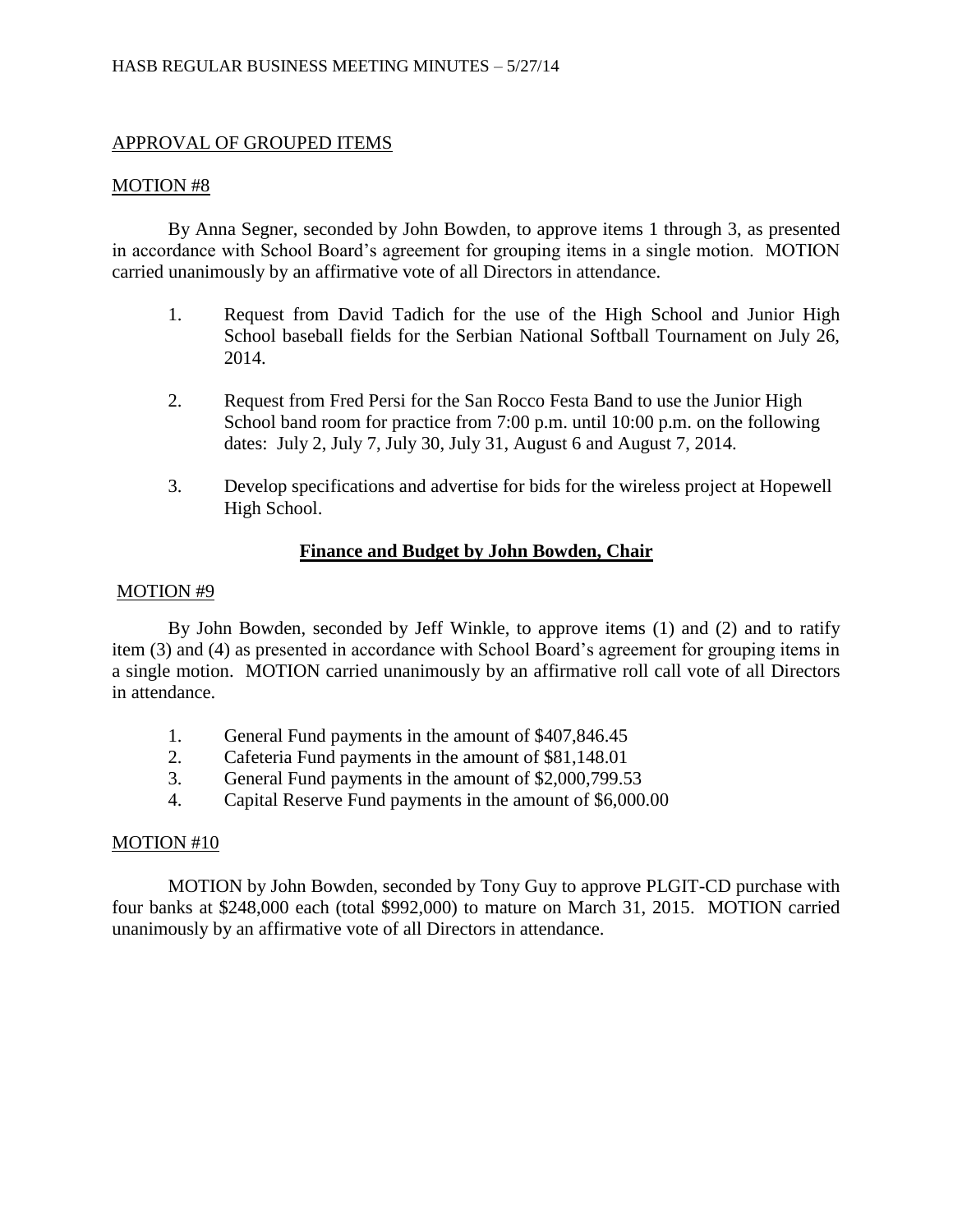APPROVAL OF GROUPED ITEMS

MOTION #8

By Anna Segner, seconded by John Bowden, to approve items 1 through 3, as presented in accordance with School Board's agreement for grouping items in a single motion. MOTION carried unanimously by an affirmative vote of all Directors in attendance.

1. Request from David Tadich for the use of the High School and Junior High School baseball fields for the Serbian National Softball Tournament on July 26, 2014.

2. Request from Fred Persi for the San Rocco Festa Band to use the Junior High School band room for practice from 7:00 p.m. until 10:00 p.m. on the following dates: July 2, July 7, July 30, July 31, August 6 and August 7, 2014.

3. Develop specifications and advertise for bids for the wireless project at Hopewell High School.

## Finance and Budget by John Bowden, Chair

MOTION #9

By John Bowden, seconded by Jeff Winkle, to approve items (1) and (2) and to ratify item (3) and (4) as presented in accordance with School Board's agreement for grouping items in a single motion. MOTION carried unanimously by an affirmative roll call vote of all Directors in attendance.

1. General Fund payments in the amount of $407,846.45
2. Cafeteria Fund payments in the amount of $81,148.01
3. General Fund payments in the amount of $2,000,799.53
4. Capital Reserve Fund payments in the amount of $6,000.00

MOTION #10

MOTION by John Bowden, seconded by Tony Guy to approve PLGIT-CD purchase with four banks at $248,000 each (total $992,000) to mature on March 31, 2015. MOTION carried unanimously by an affirmative vote of all Directors in attendance.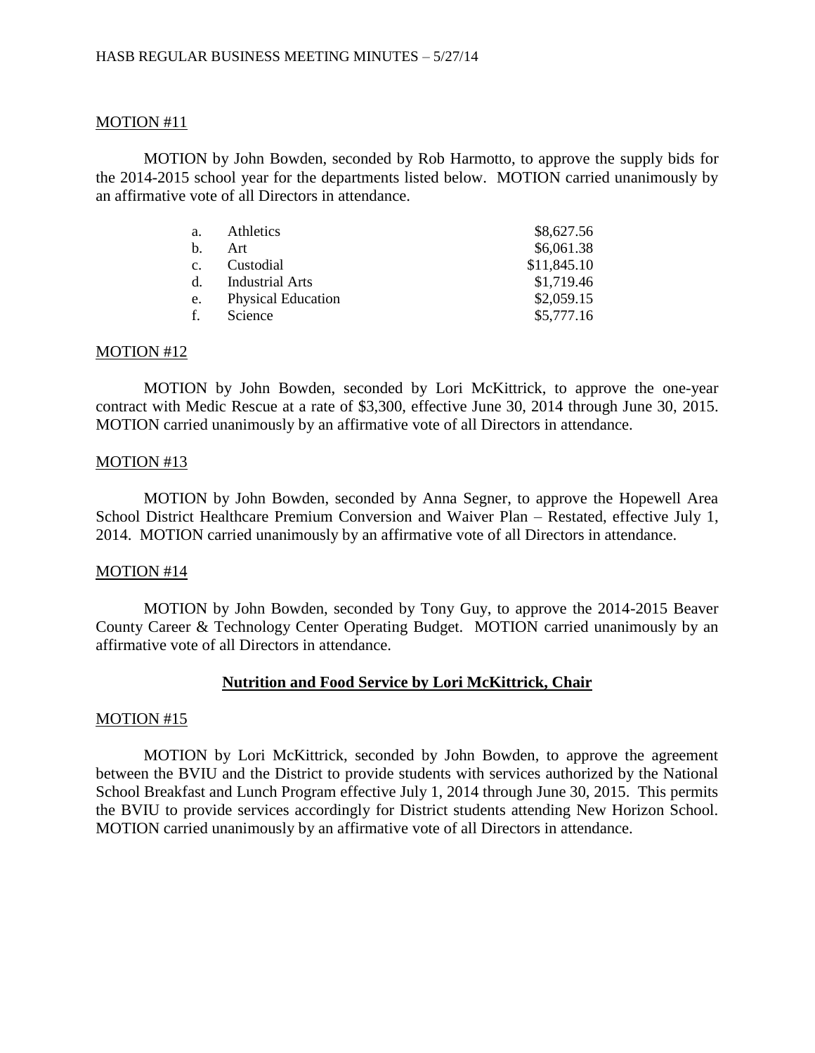MOTION #11

MOTION by John Bowden, seconded by Rob Harmotto, to approve the supply bids for the 2014-2015 school year for the departments listed below. MOTION carried unanimously by an affirmative vote of all Directors in attendance.

| | | |
|---|---|---|
| a. | Athletics | \$8,627.56 |
| b. | Art | \$6,061.38 |
| c. | Custodial | \$11,845.10 |
| d. | Industrial Arts | \$1,719.46 |
| e. | Physical Education | \$2,059.15 |
| f. | Science | \$5,777.16 |

MOTION #12

MOTION by John Bowden, seconded by Lori McKittrick, to approve the one-year contract with Medic Rescue at a rate of \$3,300, effective June 30, 2014 through June 30, 2015. MOTION carried unanimously by an affirmative vote of all Directors in attendance.

MOTION #13

MOTION by John Bowden, seconded by Anna Segner, to approve the Hopewell Area School District Healthcare Premium Conversion and Waiver Plan – Restated, effective July 1, 2014. MOTION carried unanimously by an affirmative vote of all Directors in attendance.

MOTION #14

MOTION by John Bowden, seconded by Tony Guy, to approve the 2014-2015 Beaver County Career & Technology Center Operating Budget. MOTION carried unanimously by an affirmative vote of all Directors in attendance.

## Nutrition and Food Service by Lori McKittrick, Chair

MOTION #15

MOTION by Lori McKittrick, seconded by John Bowden, to approve the agreement between the BVIU and the District to provide students with services authorized by the National School Breakfast and Lunch Program effective July 1, 2014 through June 30, 2015. This permits the BVIU to provide services accordingly for District students attending New Horizon School. MOTION carried unanimously by an affirmative vote of all Directors in attendance.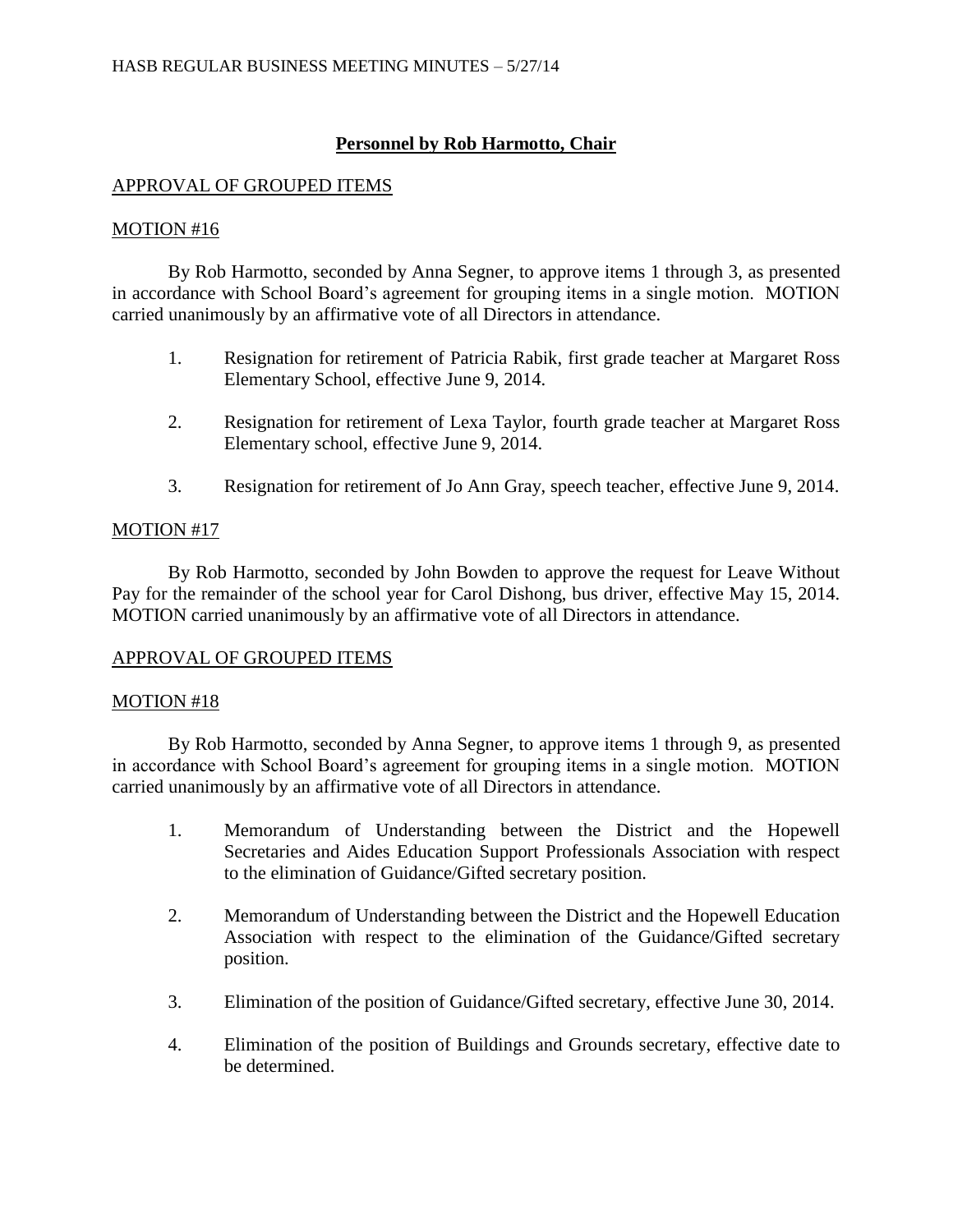## **Personnel by Rob Harmotto, Chair**

APPROVAL OF GROUPED ITEMS

MOTION #16

By Rob Harmotto, seconded by Anna Segner, to approve items 1 through 3, as presented in accordance with School Board's agreement for grouping items in a single motion. MOTION carried unanimously by an affirmative vote of all Directors in attendance.

1. Resignation for retirement of Patricia Rabik, first grade teacher at Margaret Ross Elementary School, effective June 9, 2014.

2. Resignation for retirement of Lexa Taylor, fourth grade teacher at Margaret Ross Elementary school, effective June 9, 2014.

3. Resignation for retirement of Jo Ann Gray, speech teacher, effective June 9, 2014.

MOTION #17

By Rob Harmotto, seconded by John Bowden to approve the request for Leave Without Pay for the remainder of the school year for Carol Dishong, bus driver, effective May 15, 2014. MOTION carried unanimously by an affirmative vote of all Directors in attendance.

APPROVAL OF GROUPED ITEMS

MOTION #18

By Rob Harmotto, seconded by Anna Segner, to approve items 1 through 9, as presented in accordance with School Board's agreement for grouping items in a single motion. MOTION carried unanimously by an affirmative vote of all Directors in attendance.

1. Memorandum of Understanding between the District and the Hopewell Secretaries and Aides Education Support Professionals Association with respect to the elimination of Guidance/Gifted secretary position.

2. Memorandum of Understanding between the District and the Hopewell Education Association with respect to the elimination of the Guidance/Gifted secretary position.

3. Elimination of the position of Guidance/Gifted secretary, effective June 30, 2014.

4. Elimination of the position of Buildings and Grounds secretary, effective date to be determined.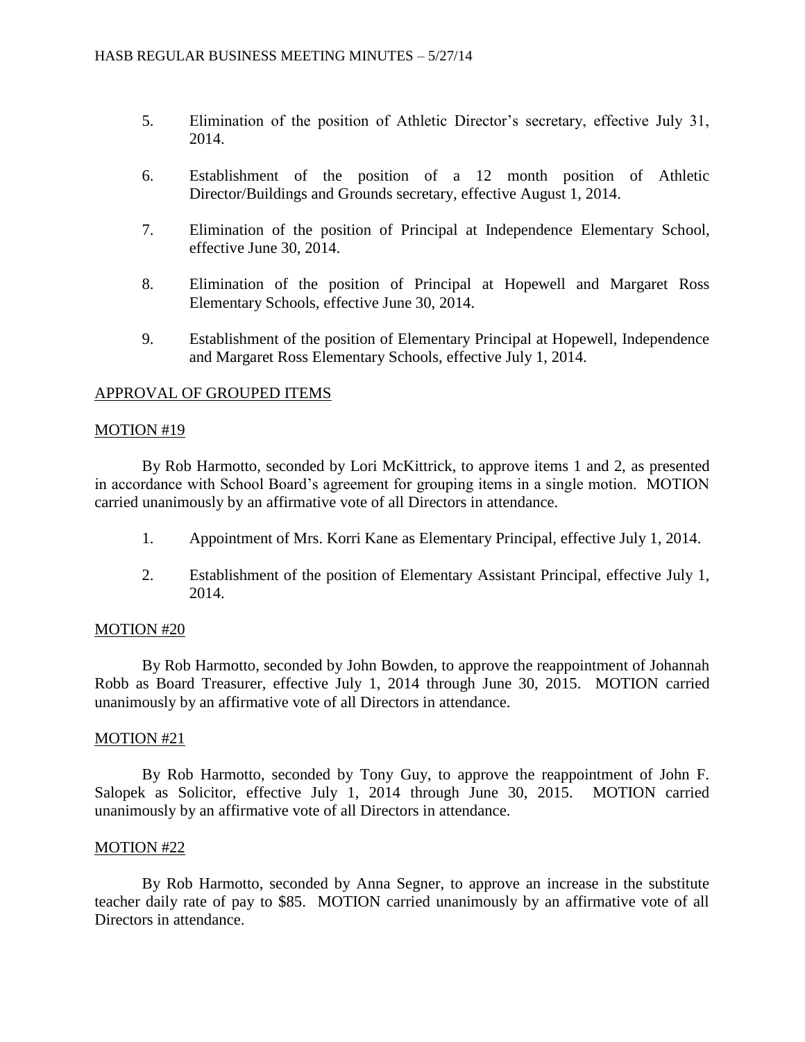5. Elimination of the position of Athletic Director's secretary, effective July 31, 2014.

6. Establishment of the position of a 12 month position of Athletic Director/Buildings and Grounds secretary, effective August 1, 2014.

7. Elimination of the position of Principal at Independence Elementary School, effective June 30, 2014.

8. Elimination of the position of Principal at Hopewell and Margaret Ross Elementary Schools, effective June 30, 2014.

9. Establishment of the position of Elementary Principal at Hopewell, Independence and Margaret Ross Elementary Schools, effective July 1, 2014.

<u>APPROVAL OF GROUPED ITEMS</u>

<u>MOTION #19</u>

By Rob Harmotto, seconded by Lori McKittrick, to approve items 1 and 2, as presented in accordance with School Board's agreement for grouping items in a single motion. MOTION carried unanimously by an affirmative vote of all Directors in attendance.

1. Appointment of Mrs. Korri Kane as Elementary Principal, effective July 1, 2014.

2. Establishment of the position of Elementary Assistant Principal, effective July 1, 2014.

<u>MOTION #20</u>

By Rob Harmotto, seconded by John Bowden, to approve the reappointment of Johannah Robb as Board Treasurer, effective July 1, 2014 through June 30, 2015. MOTION carried unanimously by an affirmative vote of all Directors in attendance.

<u>MOTION #21</u>

By Rob Harmotto, seconded by Tony Guy, to approve the reappointment of John F. Salopek as Solicitor, effective July 1, 2014 through June 30, 2015. MOTION carried unanimously by an affirmative vote of all Directors in attendance.

<u>MOTION #22</u>

By Rob Harmotto, seconded by Anna Segner, to approve an increase in the substitute teacher daily rate of pay to $85. MOTION carried unanimously by an affirmative vote of all Directors in attendance.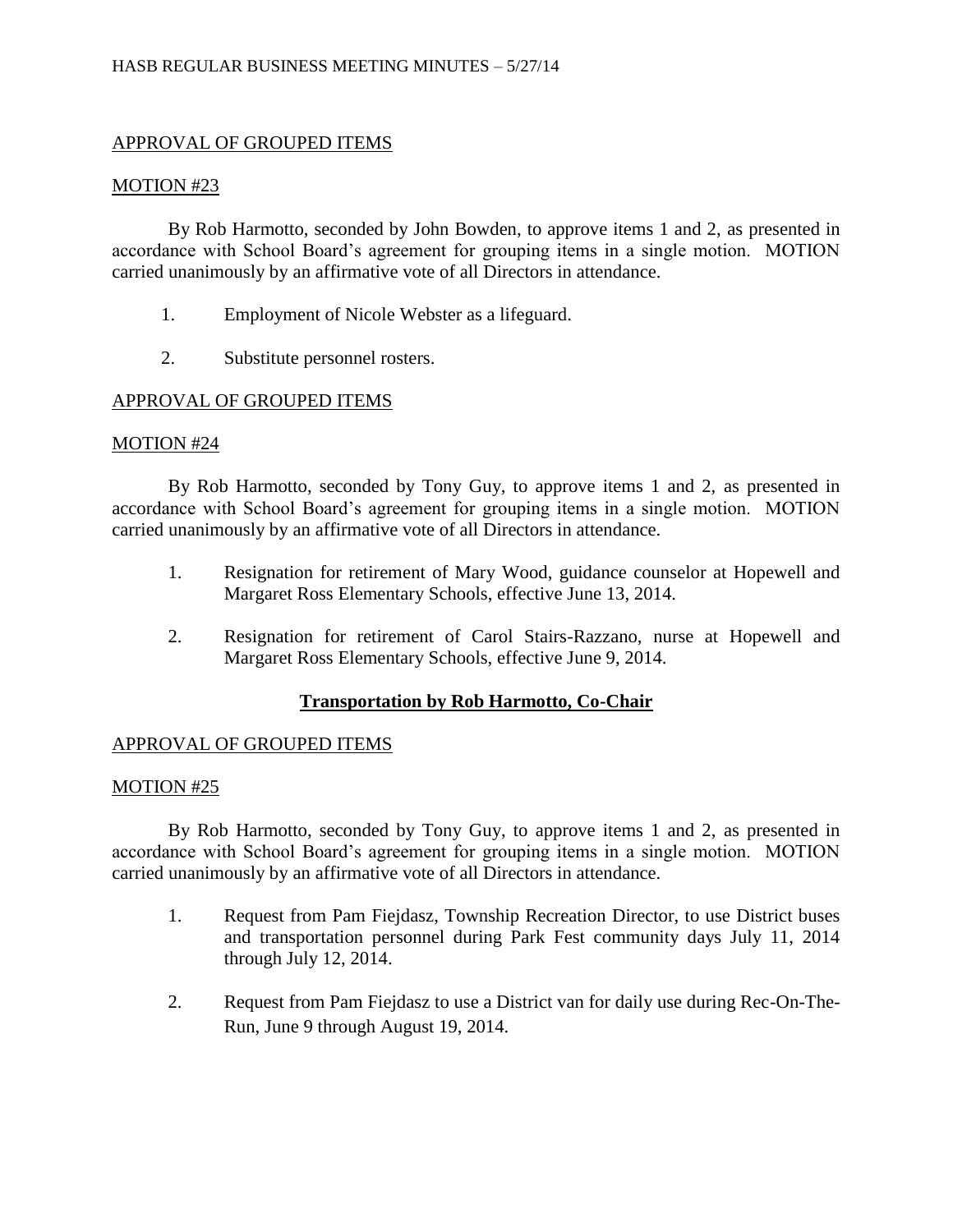APPROVAL OF GROUPED ITEMS

MOTION #23

By Rob Harmotto, seconded by John Bowden, to approve items 1 and 2, as presented in accordance with School Board's agreement for grouping items in a single motion. MOTION carried unanimously by an affirmative vote of all Directors in attendance.

1. Employment of Nicole Webster as a lifeguard.
2. Substitute personnel rosters.

APPROVAL OF GROUPED ITEMS

MOTION #24

By Rob Harmotto, seconded by Tony Guy, to approve items 1 and 2, as presented in accordance with School Board's agreement for grouping items in a single motion. MOTION carried unanimously by an affirmative vote of all Directors in attendance.

1. Resignation for retirement of Mary Wood, guidance counselor at Hopewell and Margaret Ross Elementary Schools, effective June 13, 2014.
2. Resignation for retirement of Carol Stairs-Razzano, nurse at Hopewell and Margaret Ross Elementary Schools, effective June 9, 2014.

## Transportation by Rob Harmotto, Co-Chair

APPROVAL OF GROUPED ITEMS

MOTION #25

By Rob Harmotto, seconded by Tony Guy, to approve items 1 and 2, as presented in accordance with School Board's agreement for grouping items in a single motion. MOTION carried unanimously by an affirmative vote of all Directors in attendance.

1. Request from Pam Fiejdasz, Township Recreation Director, to use District buses and transportation personnel during Park Fest community days July 11, 2014 through July 12, 2014.
2. Request from Pam Fiejdasz to use a District van for daily use during Rec-On-The-Run, June 9 through August 19, 2014.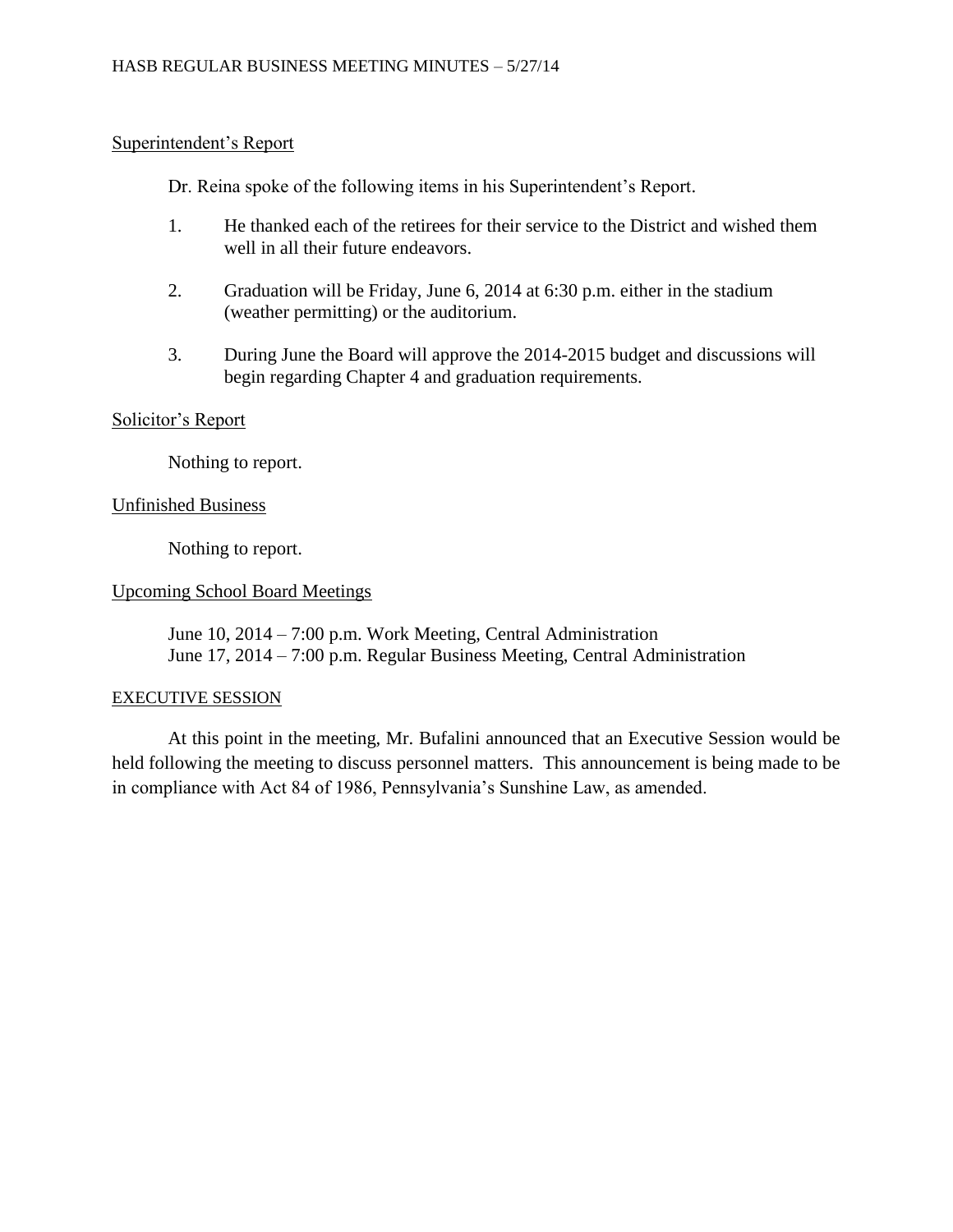## Superintendent's Report

Dr. Reina spoke of the following items in his Superintendent's Report.

1. He thanked each of the retirees for their service to the District and wished them well in all their future endeavors.

2. Graduation will be Friday, June 6, 2014 at 6:30 p.m. either in the stadium (weather permitting) or the auditorium.

3. During June the Board will approve the 2014-2015 budget and discussions will begin regarding Chapter 4 and graduation requirements.

## Solicitor's Report

Nothing to report.

## Unfinished Business

Nothing to report.

## Upcoming School Board Meetings

June 10, 2014 – 7:00 p.m. Work Meeting, Central Administration
June 17, 2014 – 7:00 p.m. Regular Business Meeting, Central Administration

## EXECUTIVE SESSION

At this point in the meeting, Mr. Bufalini announced that an Executive Session would be held following the meeting to discuss personnel matters. This announcement is being made to be in compliance with Act 84 of 1986, Pennsylvania's Sunshine Law, as amended.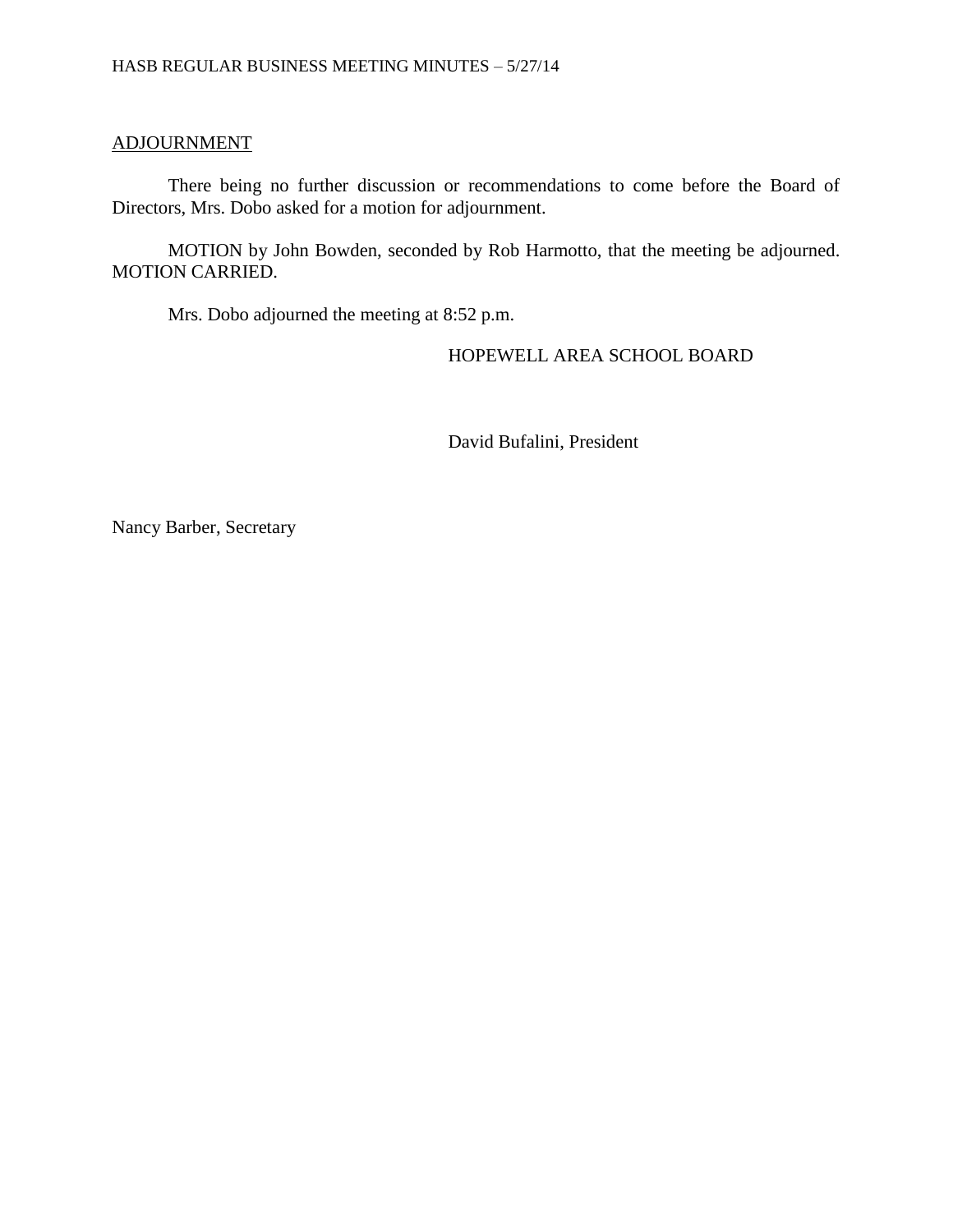## ADJOURNMENT

There being no further discussion or recommendations to come before the Board of Directors, Mrs. Dobo asked for a motion for adjournment.

MOTION by John Bowden, seconded by Rob Harmotto, that the meeting be adjourned. MOTION CARRIED.

Mrs. Dobo adjourned the meeting at 8:52 p.m.

HOPEWELL AREA SCHOOL BOARD

David Bufalini, President

Nancy Barber, Secretary